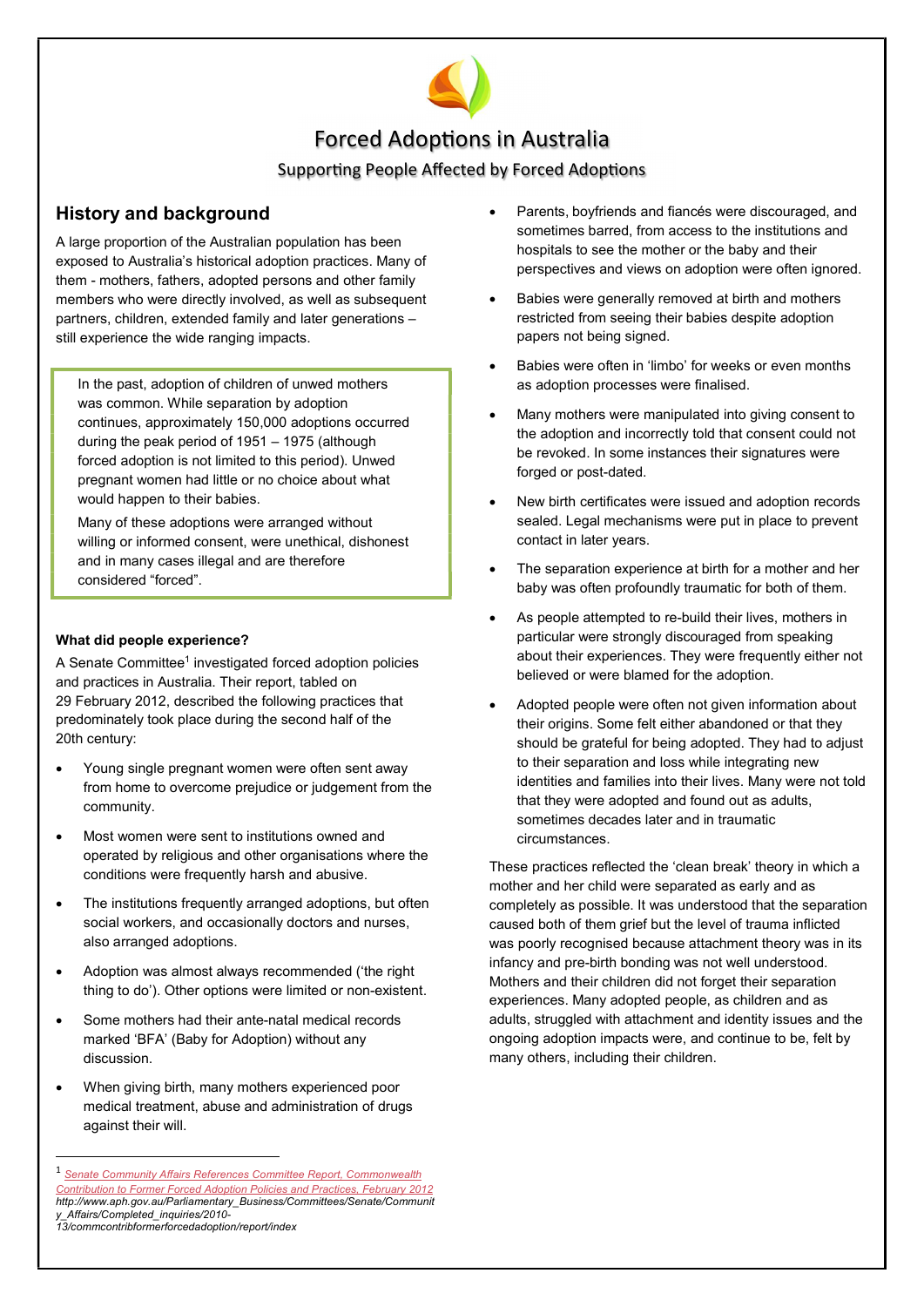# Forced Adoptions in Australia

## Supporting People Affected by Forced Adoptions

## History and background

A large proportion of the Australian population has been exposed to Australia's historical adoption practices. Many of them - mothers, fathers, adopted persons and other family members who were directly involved, as well as subsequent partners, children, extended family and later generations – still experience the wide ranging impacts.

> In the past, adoption of children of unwed mothers was common. While separation by adoption continues, approximately 150,000 adoptions occurred during the peak period of 1951 – 1975 (although forced adoption is not limited to this period). Unwed pregnant women had little or no choice about what would happen to their babies.
>
> Many of these adoptions were arranged without willing or informed consent, were unethical, dishonest and in many cases illegal and are therefore considered "forced".

### What did people experience?

A Senate Committee[1] investigated forced adoption policies and practices in Australia. Their report, tabled on 29 February 2012, described the following practices that predominately took place during the second half of the 20th century:

- Young single pregnant women were often sent away from home to overcome prejudice or judgement from the community.
- Most women were sent to institutions owned and operated by religious and other organisations where the conditions were frequently harsh and abusive.
- The institutions frequently arranged adoptions, but often social workers, and occasionally doctors and nurses, also arranged adoptions.
- Adoption was almost always recommended ('the right thing to do'). Other options were limited or non-existent.
- Some mothers had their ante-natal medical records marked 'BFA' (Baby for Adoption) without any discussion.
- When giving birth, many mothers experienced poor medical treatment, abuse and administration of drugs against their will.
- Parents, boyfriends and fiancés were discouraged, and sometimes barred, from access to the institutions and hospitals to see the mother or the baby and their perspectives and views on adoption were often ignored.
- Babies were generally removed at birth and mothers restricted from seeing their babies despite adoption papers not being signed.
- Babies were often in 'limbo' for weeks or even months as adoption processes were finalised.
- Many mothers were manipulated into giving consent to the adoption and incorrectly told that consent could not be revoked. In some instances their signatures were forged or post-dated.
- New birth certificates were issued and adoption records sealed. Legal mechanisms were put in place to prevent contact in later years.
- The separation experience at birth for a mother and her baby was often profoundly traumatic for both of them.
- As people attempted to re-build their lives, mothers in particular were strongly discouraged from speaking about their experiences. They were frequently either not believed or were blamed for the adoption.
- Adopted people were often not given information about their origins. Some felt either abandoned or that they should be grateful for being adopted. They had to adjust to their separation and loss while integrating new identities and families into their lives. Many were not told that they were adopted and found out as adults, sometimes decades later and in traumatic circumstances.

These practices reflected the 'clean break' theory in which a mother and her child were separated as early and as completely as possible. It was understood that the separation caused both of them grief but the level of trauma inflicted was poorly recognised because attachment theory was in its infancy and pre-birth bonding was not well understood. Mothers and their children did not forget their separation experiences. Many adopted people, as children and as adults, struggled with attachment and identity issues and the ongoing adoption impacts were, and continue to be, felt by many others, including their children.

---

[1] Senate Community Affairs References Committee Report, Commonwealth Contribution to Former Forced Adoption Policies and Practices, February 2012 *http://www.aph.gov.au/Parliamentary_Business/Committees/Senate/Community_Affairs/Completed_inquiries/2010-13/commcontribformerforcedadoption/report/index*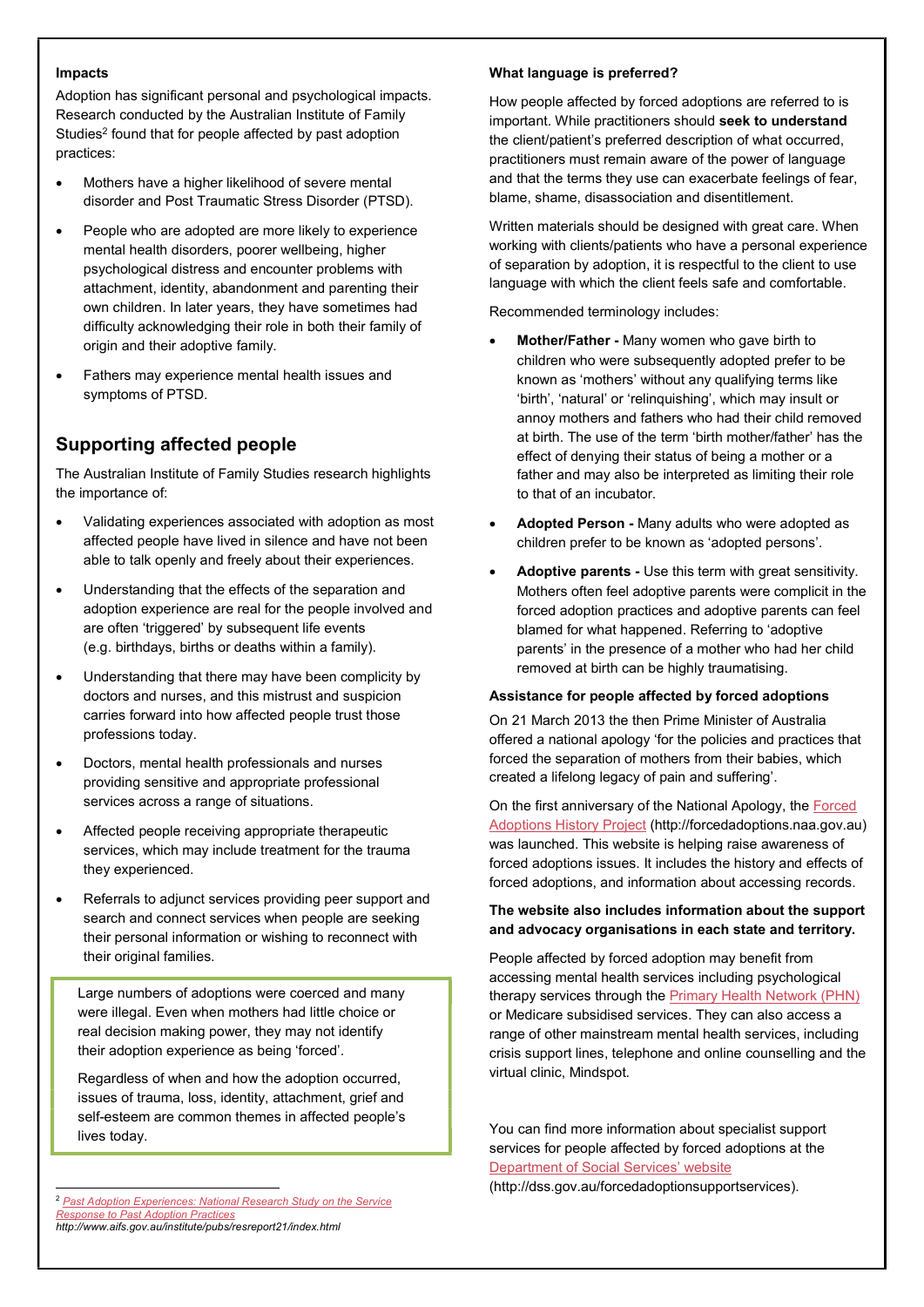### Impacts

Adoption has significant personal and psychological impacts. Research conducted by the Australian Institute of Family Studies[2] found that for people affected by past adoption practices:

- Mothers have a higher likelihood of severe mental disorder and Post Traumatic Stress Disorder (PTSD).
- People who are adopted are more likely to experience mental health disorders, poorer wellbeing, higher psychological distress and encounter problems with attachment, identity, abandonment and parenting their own children. In later years, they have sometimes had difficulty acknowledging their role in both their family of origin and their adoptive family.
- Fathers may experience mental health issues and symptoms of PTSD.

## Supporting affected people

The Australian Institute of Family Studies research highlights the importance of:

- Validating experiences associated with adoption as most affected people have lived in silence and have not been able to talk openly and freely about their experiences.
- Understanding that the effects of the separation and adoption experience are real for the people involved and are often 'triggered' by subsequent life events (e.g. birthdays, births or deaths within a family).
- Understanding that there may have been complicity by doctors and nurses, and this mistrust and suspicion carries forward into how affected people trust those professions today.
- Doctors, mental health professionals and nurses providing sensitive and appropriate professional services across a range of situations.
- Affected people receiving appropriate therapeutic services, which may include treatment for the trauma they experienced.
- Referrals to adjunct services providing peer support and search and connect services when people are seeking their personal information or wishing to reconnect with their original families.

Large numbers of adoptions were coerced and many were illegal. Even when mothers had little choice or real decision making power, they may not identify their adoption experience as being 'forced'.

Regardless of when and how the adoption occurred, issues of trauma, loss, identity, attachment, grief and self-esteem are common themes in affected people's lives today.

### What language is preferred?

How people affected by forced adoptions are referred to is important. While practitioners should **seek to understand** the client/patient's preferred description of what occurred, practitioners must remain aware of the power of language and that the terms they use can exacerbate feelings of fear, blame, shame, disassociation and disentitlement.

Written materials should be designed with great care. When working with clients/patients who have a personal experience of separation by adoption, it is respectful to the client to use language with which the client feels safe and comfortable.

Recommended terminology includes:

- **Mother/Father -** Many women who gave birth to children who were subsequently adopted prefer to be known as 'mothers' without any qualifying terms like 'birth', 'natural' or 'relinquishing', which may insult or annoy mothers and fathers who had their child removed at birth. The use of the term 'birth mother/father' has the effect of denying their status of being a mother or a father and may also be interpreted as limiting their role to that of an incubator.
- **Adopted Person -** Many adults who were adopted as children prefer to be known as 'adopted persons'.
- **Adoptive parents -** Use this term with great sensitivity. Mothers often feel adoptive parents were complicit in the forced adoption practices and adoptive parents can feel blamed for what happened. Referring to 'adoptive parents' in the presence of a mother who had her child removed at birth can be highly traumatising.

### Assistance for people affected by forced adoptions

On 21 March 2013 the then Prime Minister of Australia offered a national apology 'for the policies and practices that forced the separation of mothers from their babies, which created a lifelong legacy of pain and suffering'.

On the first anniversary of the National Apology, the Forced Adoptions History Project (http://forcedadoptions.naa.gov.au) was launched. This website is helping raise awareness of forced adoptions issues. It includes the history and effects of forced adoptions, and information about accessing records.

**The website also includes information about the support and advocacy organisations in each state and territory.**

People affected by forced adoption may benefit from accessing mental health services including psychological therapy services through the Primary Health Network (PHN) or Medicare subsidised services. They can also access a range of other mainstream mental health services, including crisis support lines, telephone and online counselling and the virtual clinic, Mindspot.

You can find more information about specialist support services for people affected by forced adoptions at the Department of Social Services' website (http://dss.gov.au/forcedadoptionsupportservices).

---

[2] *Past Adoption Experiences: National Research Study on the Service Response to Past Adoption Practices* *http://www.aifs.gov.au/institute/pubs/resreport21/index.html*